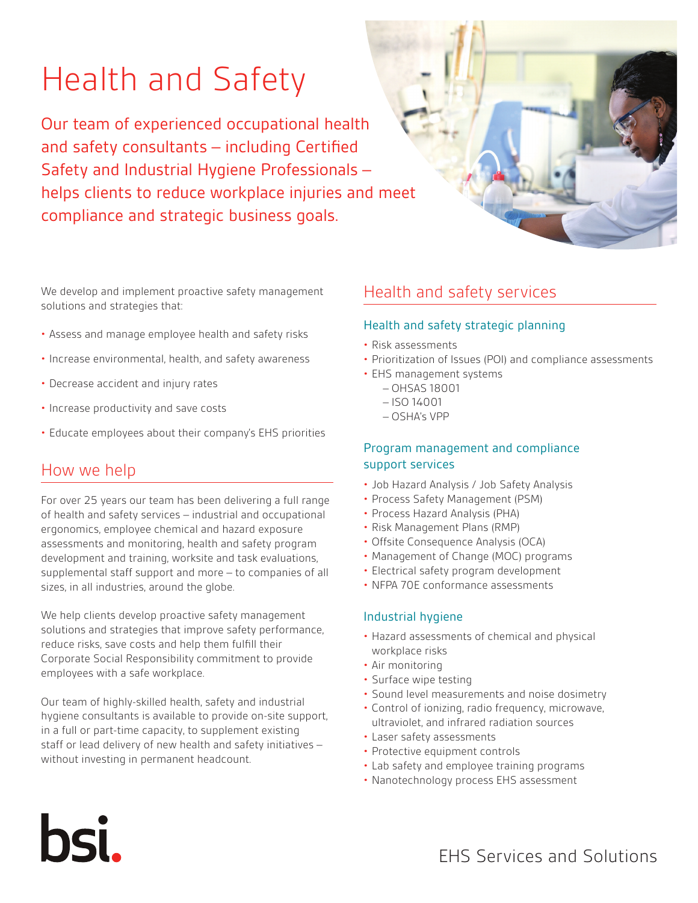# Health and Safety

Our team of experienced occupational health and safety consultants – including Certified Safety and Industrial Hygiene Professionals – helps clients to reduce workplace injuries and meet compliance and strategic business goals.

We develop and implement proactive safety management solutions and strategies that:

- Assess and manage employee health and safety risks
- Increase environmental, health, and safety awareness
- Decrease accident and injury rates
- Increase productivity and save costs
- Educate employees about their company's EHS priorities

## How we help

For over 25 years our team has been delivering a full range of health and safety services – industrial and occupational ergonomics, employee chemical and hazard exposure assessments and monitoring, health and safety program development and training, worksite and task evaluations, supplemental staff support and more – to companies of all sizes, in all industries, around the globe.

We help clients develop proactive safety management solutions and strategies that improve safety performance, reduce risks, save costs and help them fulfill their Corporate Social Responsibility commitment to provide employees with a safe workplace.

Our team of highly-skilled health, safety and industrial hygiene consultants is available to provide on-site support, in a full or part-time capacity, to supplement existing staff or lead delivery of new health and safety initiatives – without investing in permanent headcount.

## Health and safety services

### Health and safety strategic planning

- Risk assessments
- Prioritization of Issues (POI) and compliance assessments
- EHS management systems
  - OHSAS 18001
  - ISO 14001
  - OSHA's VPP

### Program management and compliance support services

- Job Hazard Analysis / Job Safety Analysis
- Process Safety Management (PSM)
- Process Hazard Analysis (PHA)
- Risk Management Plans (RMP)
- Offsite Consequence Analysis (OCA)
- Management of Change (MOC) programs
- Electrical safety program development
- NFPA 70E conformance assessments

### Industrial hygiene

- Hazard assessments of chemical and physical workplace risks
- Air monitoring
- Surface wipe testing
- Sound level measurements and noise dosimetry
- Control of ionizing, radio frequency, microwave, ultraviolet, and infrared radiation sources
- Laser safety assessments
- Protective equipment controls
- Lab safety and employee training programs
- Nanotechnology process EHS assessment

bsi.

EHS Services and Solutions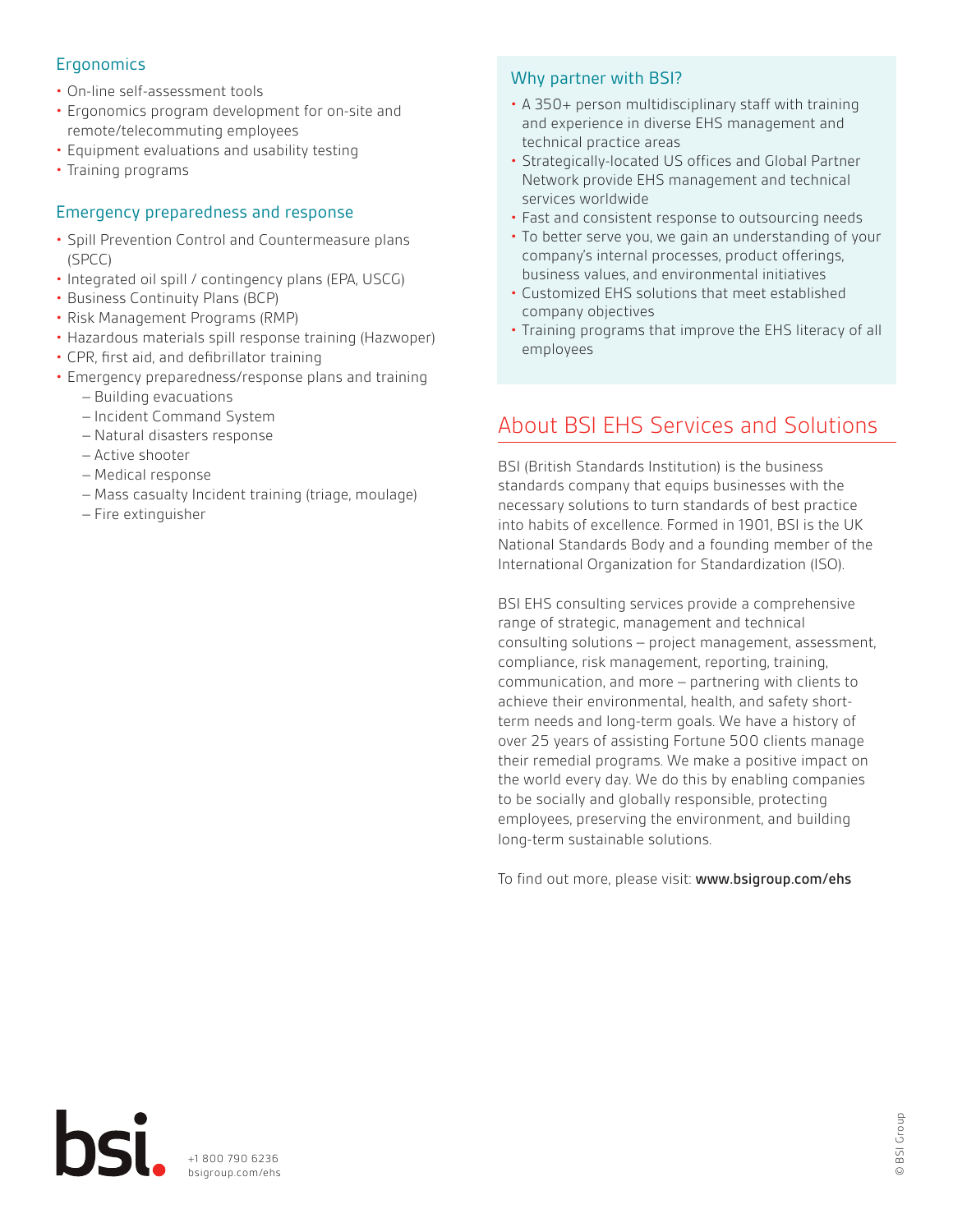## Ergonomics

- On-line self-assessment tools
- Ergonomics program development for on-site and remote/telecommuting employees
- Equipment evaluations and usability testing
- Training programs

## Emergency preparedness and response

- Spill Prevention Control and Countermeasure plans (SPCC)
- Integrated oil spill / contingency plans (EPA, USCG)
- Business Continuity Plans (BCP)
- Risk Management Programs (RMP)
- Hazardous materials spill response training (Hazwoper)
- CPR, first aid, and defibrillator training
- Emergency preparedness/response plans and training
  - Building evacuations
  - Incident Command System
  - Natural disasters response
  - Active shooter
  - Medical response
  - Mass casualty Incident training (triage, moulage)
  - Fire extinguisher

## Why partner with BSI?

- A 350+ person multidisciplinary staff with training and experience in diverse EHS management and technical practice areas
- Strategically-located US offices and Global Partner Network provide EHS management and technical services worldwide
- Fast and consistent response to outsourcing needs
- To better serve you, we gain an understanding of your company's internal processes, product offerings, business values, and environmental initiatives
- Customized EHS solutions that meet established company objectives
- Training programs that improve the EHS literacy of all employees

# About BSI EHS Services and Solutions

BSI (British Standards Institution) is the business standards company that equips businesses with the necessary solutions to turn standards of best practice into habits of excellence. Formed in 1901, BSI is the UK National Standards Body and a founding member of the International Organization for Standardization (ISO).

BSI EHS consulting services provide a comprehensive range of strategic, management and technical consulting solutions – project management, assessment, compliance, risk management, reporting, training, communication, and more – partnering with clients to achieve their environmental, health, and safety short-term needs and long-term goals. We have a history of over 25 years of assisting Fortune 500 clients manage their remedial programs. We make a positive impact on the world every day. We do this by enabling companies to be socially and globally responsible, protecting employees, preserving the environment, and building long-term sustainable solutions.

To find out more, please visit: **www.bsigroup.com/ehs**

bsi.

+1 800 790 6236
bsigroup.com/ehs

© BSI Group